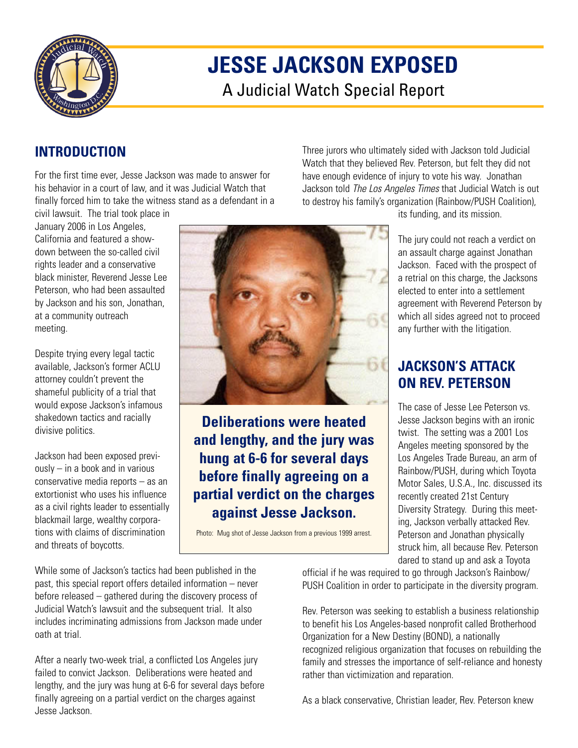# JESSE JACKSON EXPOSED

A Judicial Watch Special Report

## INTRODUCTION

For the first time ever, Jesse Jackson was made to answer for his behavior in a court of law, and it was Judicial Watch that finally forced him to take the witness stand as a defendant in a civil lawsuit. The trial took place in January 2006 in Los Angeles, California and featured a show-down between the so-called civil rights leader and a conservative black minister, Reverend Jesse Lee Peterson, who had been assaulted by Jackson and his son, Jonathan, at a community outreach meeting.

Despite trying every legal tactic available, Jackson's former ACLU attorney couldn't prevent the shameful publicity of a trial that would expose Jackson's infamous shakedown tactics and racially divisive politics.

Jackson had been exposed previously – in a book and in various conservative media reports – as an extortionist who uses his influence as a civil rights leader to essentially blackmail large, wealthy corporations with claims of discrimination and threats of boycotts.

While some of Jackson's tactics had been published in the past, this special report offers detailed information – never before released – gathered during the discovery process of Judicial Watch's lawsuit and the subsequent trial. It also includes incriminating admissions from Jackson made under oath at trial.

After a nearly two-week trial, a conflicted Los Angeles jury failed to convict Jackson. Deliberations were heated and lengthy, and the jury was hung at 6-6 for several days before finally agreeing on a partial verdict on the charges against Jesse Jackson.

**Deliberations were heated and lengthy, and the jury was hung at 6-6 for several days before finally agreeing on a partial verdict on the charges against Jesse Jackson.**

Photo: Mug shot of Jesse Jackson from a previous 1999 arrest.

Three jurors who ultimately sided with Jackson told Judicial Watch that they believed Rev. Peterson, but felt they did not have enough evidence of injury to vote his way. Jonathan Jackson told *The Los Angeles Times* that Judicial Watch is out to destroy his family's organization (Rainbow/PUSH Coalition), its funding, and its mission.

The jury could not reach a verdict on an assault charge against Jonathan Jackson. Faced with the prospect of a retrial on this charge, the Jacksons elected to enter into a settlement agreement with Reverend Peterson by which all sides agreed not to proceed any further with the litigation.

## JACKSON'S ATTACK ON REV. PETERSON

The case of Jesse Lee Peterson vs. Jesse Jackson begins with an ironic twist. The setting was a 2001 Los Angeles meeting sponsored by the Los Angeles Trade Bureau, an arm of Rainbow/PUSH, during which Toyota Motor Sales, U.S.A., Inc. discussed its recently created 21st Century Diversity Strategy. During this meeting, Jackson verbally attacked Rev. Peterson and Jonathan physically struck him, all because Rev. Peterson dared to stand up and ask a Toyota official if he was required to go through Jackson's Rainbow/PUSH Coalition in order to participate in the diversity program.

Rev. Peterson was seeking to establish a business relationship to benefit his Los Angeles-based nonprofit called Brotherhood Organization for a New Destiny (BOND), a nationally recognized religious organization that focuses on rebuilding the family and stresses the importance of self-reliance and honesty rather than victimization and reparation.

As a black conservative, Christian leader, Rev. Peterson knew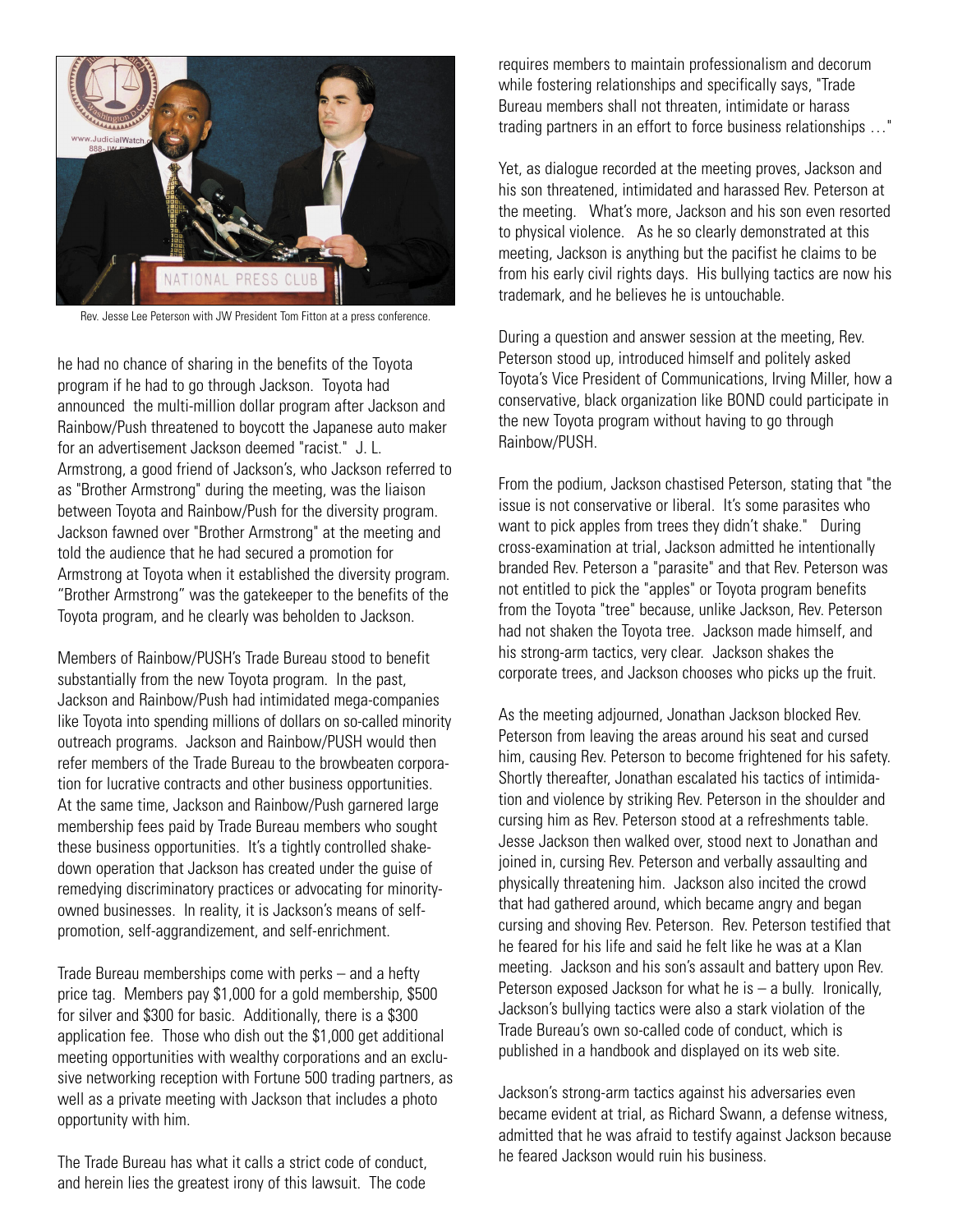Rev. Jesse Lee Peterson with JW President Tom Fitton at a press conference.

he had no chance of sharing in the benefits of the Toyota program if he had to go through Jackson. Toyota had announced the multi-million dollar program after Jackson and Rainbow/Push threatened to boycott the Japanese auto maker for an advertisement Jackson deemed "racist." J. L. Armstrong, a good friend of Jackson's, who Jackson referred to as "Brother Armstrong" during the meeting, was the liaison between Toyota and Rainbow/Push for the diversity program. Jackson fawned over "Brother Armstrong" at the meeting and told the audience that he had secured a promotion for Armstrong at Toyota when it established the diversity program. "Brother Armstrong" was the gatekeeper to the benefits of the Toyota program, and he clearly was beholden to Jackson.

Members of Rainbow/PUSH's Trade Bureau stood to benefit substantially from the new Toyota program. In the past, Jackson and Rainbow/Push had intimidated mega-companies like Toyota into spending millions of dollars on so-called minority outreach programs. Jackson and Rainbow/PUSH would then refer members of the Trade Bureau to the browbeaten corporation for lucrative contracts and other business opportunities. At the same time, Jackson and Rainbow/Push garnered large membership fees paid by Trade Bureau members who sought these business opportunities. It's a tightly controlled shakedown operation that Jackson has created under the guise of remedying discriminatory practices or advocating for minority-owned businesses. In reality, it is Jackson's means of self-promotion, self-aggrandizement, and self-enrichment.

Trade Bureau memberships come with perks – and a hefty price tag. Members pay $1,000 for a gold membership, $500 for silver and $300 for basic. Additionally, there is a $300 application fee. Those who dish out the $1,000 get additional meeting opportunities with wealthy corporations and an exclusive networking reception with Fortune 500 trading partners, as well as a private meeting with Jackson that includes a photo opportunity with him.

The Trade Bureau has what it calls a strict code of conduct, and herein lies the greatest irony of this lawsuit. The code requires members to maintain professionalism and decorum while fostering relationships and specifically says, "Trade Bureau members shall not threaten, intimidate or harass trading partners in an effort to force business relationships …"

Yet, as dialogue recorded at the meeting proves, Jackson and his son threatened, intimidated and harassed Rev. Peterson at the meeting. What's more, Jackson and his son even resorted to physical violence. As he so clearly demonstrated at this meeting, Jackson is anything but the pacifist he claims to be from his early civil rights days. His bullying tactics are now his trademark, and he believes he is untouchable.

During a question and answer session at the meeting, Rev. Peterson stood up, introduced himself and politely asked Toyota's Vice President of Communications, Irving Miller, how a conservative, black organization like BOND could participate in the new Toyota program without having to go through Rainbow/PUSH.

From the podium, Jackson chastised Peterson, stating that "the issue is not conservative or liberal. It's some parasites who want to pick apples from trees they didn't shake." During cross-examination at trial, Jackson admitted he intentionally branded Rev. Peterson a "parasite" and that Rev. Peterson was not entitled to pick the "apples" or Toyota program benefits from the Toyota "tree" because, unlike Jackson, Rev. Peterson had not shaken the Toyota tree. Jackson made himself, and his strong-arm tactics, very clear. Jackson shakes the corporate trees, and Jackson chooses who picks up the fruit.

As the meeting adjourned, Jonathan Jackson blocked Rev. Peterson from leaving the areas around his seat and cursed him, causing Rev. Peterson to become frightened for his safety. Shortly thereafter, Jonathan escalated his tactics of intimidation and violence by striking Rev. Peterson in the shoulder and cursing him as Rev. Peterson stood at a refreshments table. Jesse Jackson then walked over, stood next to Jonathan and joined in, cursing Rev. Peterson and verbally assaulting and physically threatening him. Jackson also incited the crowd that had gathered around, which became angry and began cursing and shoving Rev. Peterson. Rev. Peterson testified that he feared for his life and said he felt like he was at a Klan meeting. Jackson and his son's assault and battery upon Rev. Peterson exposed Jackson for what he is – a bully. Ironically, Jackson's bullying tactics were also a stark violation of the Trade Bureau's own so-called code of conduct, which is published in a handbook and displayed on its web site.

Jackson's strong-arm tactics against his adversaries even became evident at trial, as Richard Swann, a defense witness, admitted that he was afraid to testify against Jackson because he feared Jackson would ruin his business.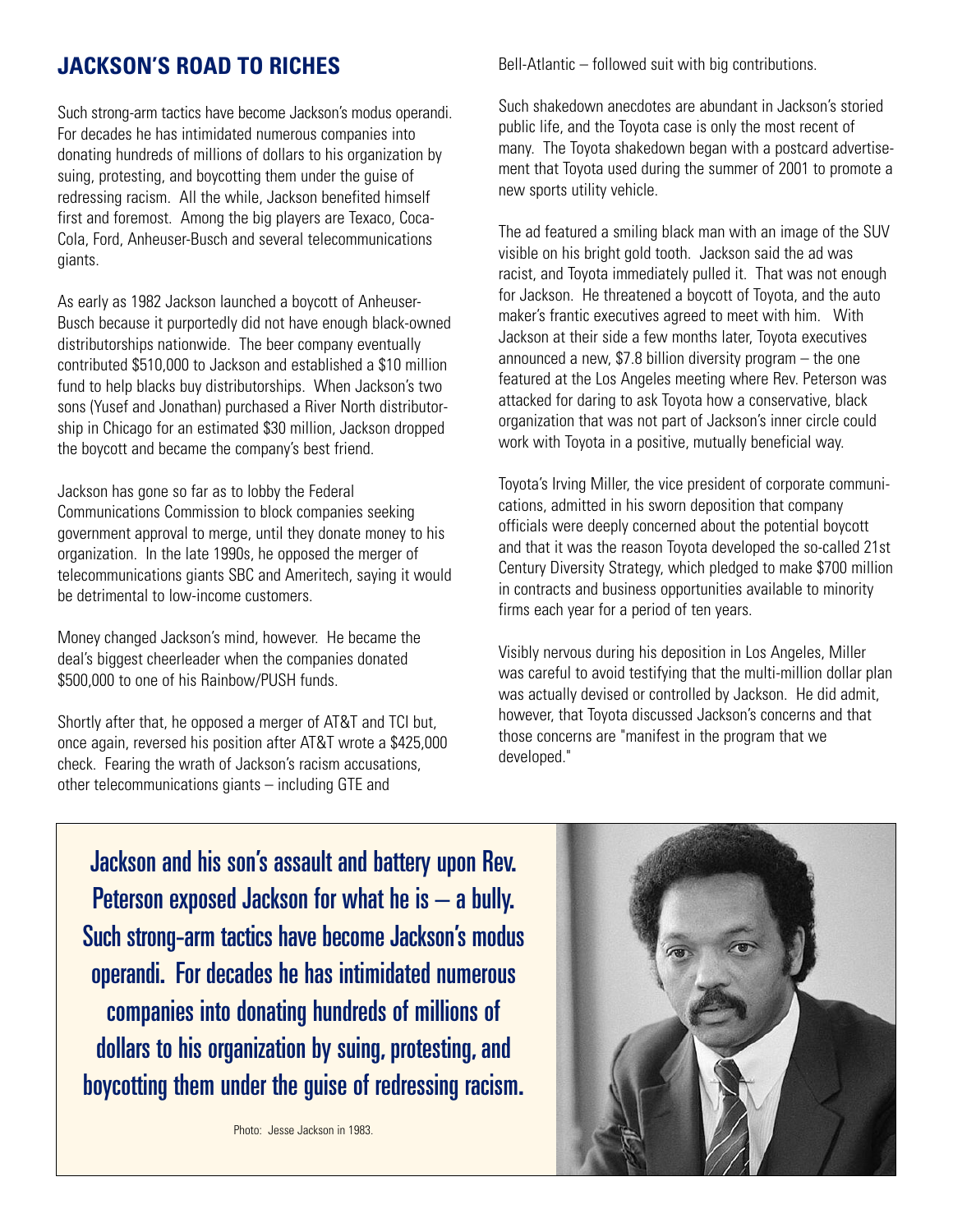## JACKSON'S ROAD TO RICHES

Such strong-arm tactics have become Jackson's modus operandi. For decades he has intimidated numerous companies into donating hundreds of millions of dollars to his organization by suing, protesting, and boycotting them under the guise of redressing racism. All the while, Jackson benefited himself first and foremost. Among the big players are Texaco, Coca-Cola, Ford, Anheuser-Busch and several telecommunications giants.

As early as 1982 Jackson launched a boycott of Anheuser-Busch because it purportedly did not have enough black-owned distributorships nationwide. The beer company eventually contributed $510,000 to Jackson and established a $10 million fund to help blacks buy distributorships. When Jackson's two sons (Yusef and Jonathan) purchased a River North distributorship in Chicago for an estimated $30 million, Jackson dropped the boycott and became the company's best friend.

Jackson has gone so far as to lobby the Federal Communications Commission to block companies seeking government approval to merge, until they donate money to his organization. In the late 1990s, he opposed the merger of telecommunications giants SBC and Ameritech, saying it would be detrimental to low-income customers.

Money changed Jackson's mind, however. He became the deal's biggest cheerleader when the companies donated $500,000 to one of his Rainbow/PUSH funds.

Shortly after that, he opposed a merger of AT&T and TCI but, once again, reversed his position after AT&T wrote a $425,000 check. Fearing the wrath of Jackson's racism accusations, other telecommunications giants – including GTE and Bell-Atlantic – followed suit with big contributions.

Such shakedown anecdotes are abundant in Jackson's storied public life, and the Toyota case is only the most recent of many. The Toyota shakedown began with a postcard advertisement that Toyota used during the summer of 2001 to promote a new sports utility vehicle.

The ad featured a smiling black man with an image of the SUV visible on his bright gold tooth. Jackson said the ad was racist, and Toyota immediately pulled it. That was not enough for Jackson. He threatened a boycott of Toyota, and the auto maker's frantic executives agreed to meet with him. With Jackson at their side a few months later, Toyota executives announced a new, $7.8 billion diversity program – the one featured at the Los Angeles meeting where Rev. Peterson was attacked for daring to ask Toyota how a conservative, black organization that was not part of Jackson's inner circle could work with Toyota in a positive, mutually beneficial way.

Toyota's Irving Miller, the vice president of corporate communications, admitted in his sworn deposition that company officials were deeply concerned about the potential boycott and that it was the reason Toyota developed the so-called 21st Century Diversity Strategy, which pledged to make $700 million in contracts and business opportunities available to minority firms each year for a period of ten years.

Visibly nervous during his deposition in Los Angeles, Miller was careful to avoid testifying that the multi-million dollar plan was actually devised or controlled by Jackson. He did admit, however, that Toyota discussed Jackson's concerns and that those concerns are "manifest in the program that we developed."

> **Jackson and his son's assault and battery upon Rev. Peterson exposed Jackson for what he is – a bully. Such strong-arm tactics have become Jackson's modus operandi. For decades he has intimidated numerous companies into donating hundreds of millions of dollars to his organization by suing, protesting, and boycotting them under the guise of redressing racism.**

Photo: Jesse Jackson in 1983.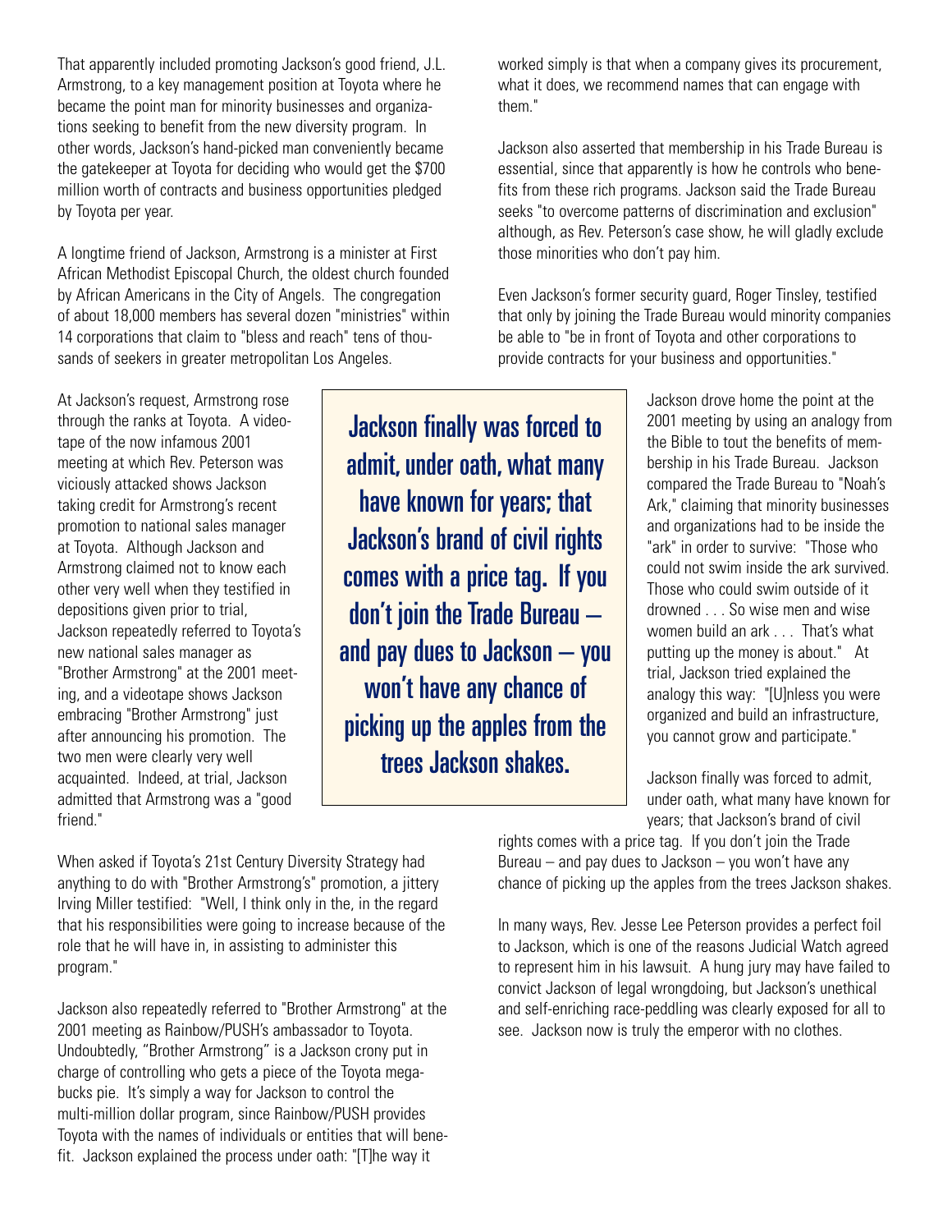That apparently included promoting Jackson's good friend, J.L. Armstrong, to a key management position at Toyota where he became the point man for minority businesses and organizations seeking to benefit from the new diversity program. In other words, Jackson's hand-picked man conveniently became the gatekeeper at Toyota for deciding who would get the $700 million worth of contracts and business opportunities pledged by Toyota per year.

A longtime friend of Jackson, Armstrong is a minister at First African Methodist Episcopal Church, the oldest church founded by African Americans in the City of Angels. The congregation of about 18,000 members has several dozen "ministries" within 14 corporations that claim to "bless and reach" tens of thousands of seekers in greater metropolitan Los Angeles.

At Jackson's request, Armstrong rose through the ranks at Toyota. A videotape of the now infamous 2001 meeting at which Rev. Peterson was viciously attacked shows Jackson taking credit for Armstrong's recent promotion to national sales manager at Toyota. Although Jackson and Armstrong claimed not to know each other very well when they testified in depositions given prior to trial, Jackson repeatedly referred to Toyota's new national sales manager as "Brother Armstrong" at the 2001 meeting, and a videotape shows Jackson embracing "Brother Armstrong" just after announcing his promotion. The two men were clearly very well acquainted. Indeed, at trial, Jackson admitted that Armstrong was a "good friend."

When asked if Toyota's 21st Century Diversity Strategy had anything to do with "Brother Armstrong's" promotion, a jittery Irving Miller testified: "Well, I think only in the, in the regard that his responsibilities were going to increase because of the role that he will have in, in assisting to administer this program."

Jackson also repeatedly referred to "Brother Armstrong" at the 2001 meeting as Rainbow/PUSH's ambassador to Toyota. Undoubtedly, "Brother Armstrong" is a Jackson crony put in charge of controlling who gets a piece of the Toyota megabucks pie. It's simply a way for Jackson to control the multi-million dollar program, since Rainbow/PUSH provides Toyota with the names of individuals or entities that will benefit. Jackson explained the process under oath: "[T]he way it worked simply is that when a company gives its procurement, what it does, we recommend names that can engage with them."

Jackson also asserted that membership in his Trade Bureau is essential, since that apparently is how he controls who benefits from these rich programs. Jackson said the Trade Bureau seeks "to overcome patterns of discrimination and exclusion" although, as Rev. Peterson's case show, he will gladly exclude those minorities who don't pay him.

Even Jackson's former security guard, Roger Tinsley, testified that only by joining the Trade Bureau would minority companies be able to "be in front of Toyota and other corporations to provide contracts for your business and opportunities."

**Jackson finally was forced to admit, under oath, what many have known for years; that Jackson's brand of civil rights comes with a price tag. If you don't join the Trade Bureau – and pay dues to Jackson – you won't have any chance of picking up the apples from the trees Jackson shakes.**

Jackson drove home the point at the 2001 meeting by using an analogy from the Bible to tout the benefits of membership in his Trade Bureau. Jackson compared the Trade Bureau to "Noah's Ark," claiming that minority businesses and organizations had to be inside the "ark" in order to survive: "Those who could not swim inside the ark survived. Those who could swim outside of it drowned . . . So wise men and wise women build an ark . . . That's what putting up the money is about." At trial, Jackson tried explained the analogy this way: "[U]nless you were organized and build an infrastructure, you cannot grow and participate."

Jackson finally was forced to admit, under oath, what many have known for years; that Jackson's brand of civil rights comes with a price tag. If you don't join the Trade Bureau – and pay dues to Jackson – you won't have any chance of picking up the apples from the trees Jackson shakes.

In many ways, Rev. Jesse Lee Peterson provides a perfect foil to Jackson, which is one of the reasons Judicial Watch agreed to represent him in his lawsuit. A hung jury may have failed to convict Jackson of legal wrongdoing, but Jackson's unethical and self-enriching race-peddling was clearly exposed for all to see. Jackson now is truly the emperor with no clothes.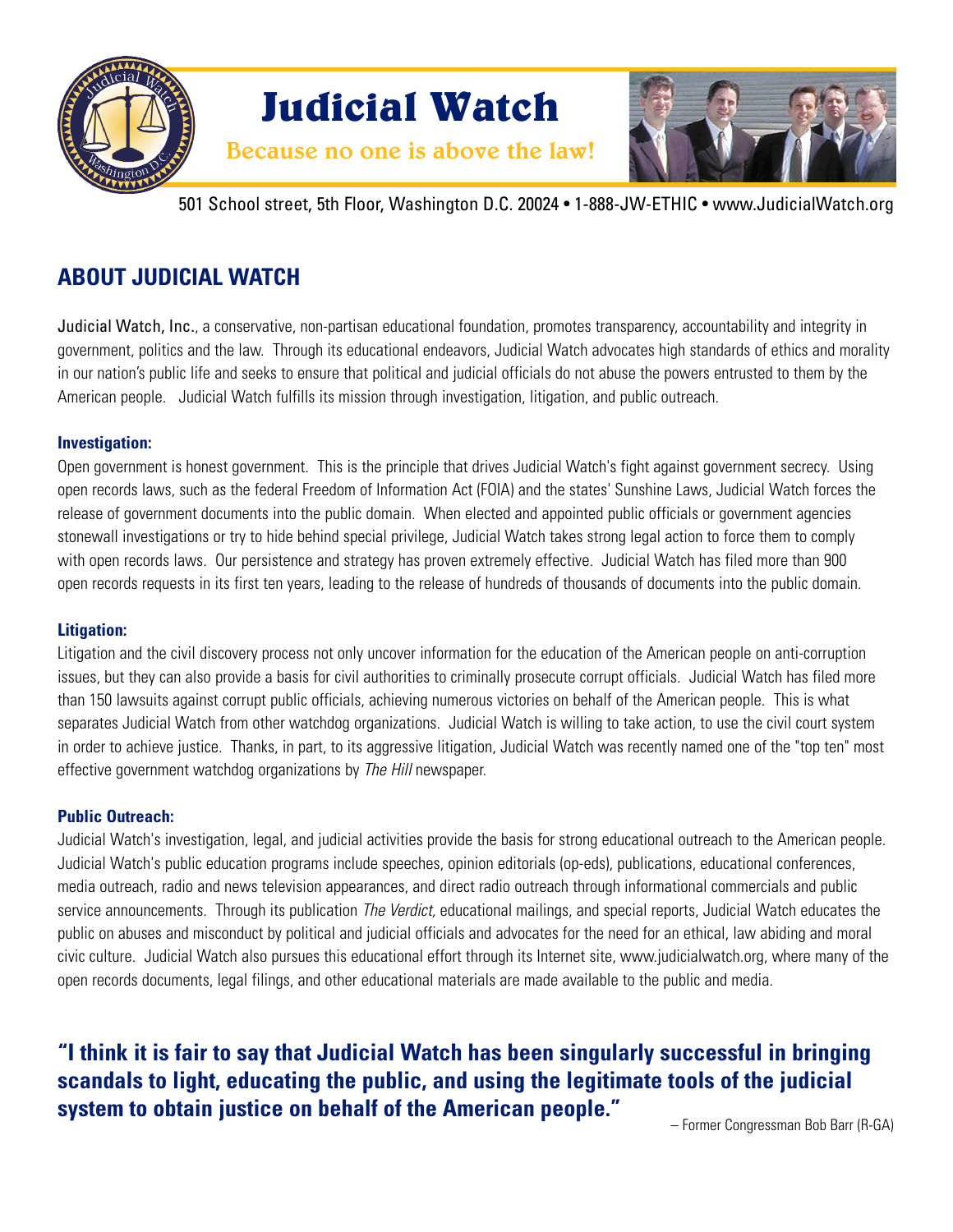# Judicial Watch

**Because no one is above the law!**

501 School street, 5th Floor, Washington D.C. 20024 • 1-888-JW-ETHIC • www.JudicialWatch.org

## ABOUT JUDICIAL WATCH

Judicial Watch, Inc., a conservative, non-partisan educational foundation, promotes transparency, accountability and integrity in government, politics and the law. Through its educational endeavors, Judicial Watch advocates high standards of ethics and morality in our nation's public life and seeks to ensure that political and judicial officials do not abuse the powers entrusted to them by the American people. Judicial Watch fulfills its mission through investigation, litigation, and public outreach.

### Investigation:

Open government is honest government. This is the principle that drives Judicial Watch's fight against government secrecy. Using open records laws, such as the federal Freedom of Information Act (FOIA) and the states' Sunshine Laws, Judicial Watch forces the release of government documents into the public domain. When elected and appointed public officials or government agencies stonewall investigations or try to hide behind special privilege, Judicial Watch takes strong legal action to force them to comply with open records laws. Our persistence and strategy has proven extremely effective. Judicial Watch has filed more than 900 open records requests in its first ten years, leading to the release of hundreds of thousands of documents into the public domain.

### Litigation:

Litigation and the civil discovery process not only uncover information for the education of the American people on anti-corruption issues, but they can also provide a basis for civil authorities to criminally prosecute corrupt officials. Judicial Watch has filed more than 150 lawsuits against corrupt public officials, achieving numerous victories on behalf of the American people. This is what separates Judicial Watch from other watchdog organizations. Judicial Watch is willing to take action, to use the civil court system in order to achieve justice. Thanks, in part, to its aggressive litigation, Judicial Watch was recently named one of the "top ten" most effective government watchdog organizations by *The Hill* newspaper.

### Public Outreach:

Judicial Watch's investigation, legal, and judicial activities provide the basis for strong educational outreach to the American people. Judicial Watch's public education programs include speeches, opinion editorials (op-eds), publications, educational conferences, media outreach, radio and news television appearances, and direct radio outreach through informational commercials and public service announcements. Through its publication *The Verdict,* educational mailings, and special reports, Judicial Watch educates the public on abuses and misconduct by political and judicial officials and advocates for the need for an ethical, law abiding and moral civic culture. Judicial Watch also pursues this educational effort through its Internet site, www.judicialwatch.org, where many of the open records documents, legal filings, and other educational materials are made available to the public and media.

**"I think it is fair to say that Judicial Watch has been singularly successful in bringing scandals to light, educating the public, and using the legitimate tools of the judicial system to obtain justice on behalf of the American people."**

– Former Congressman Bob Barr (R-GA)